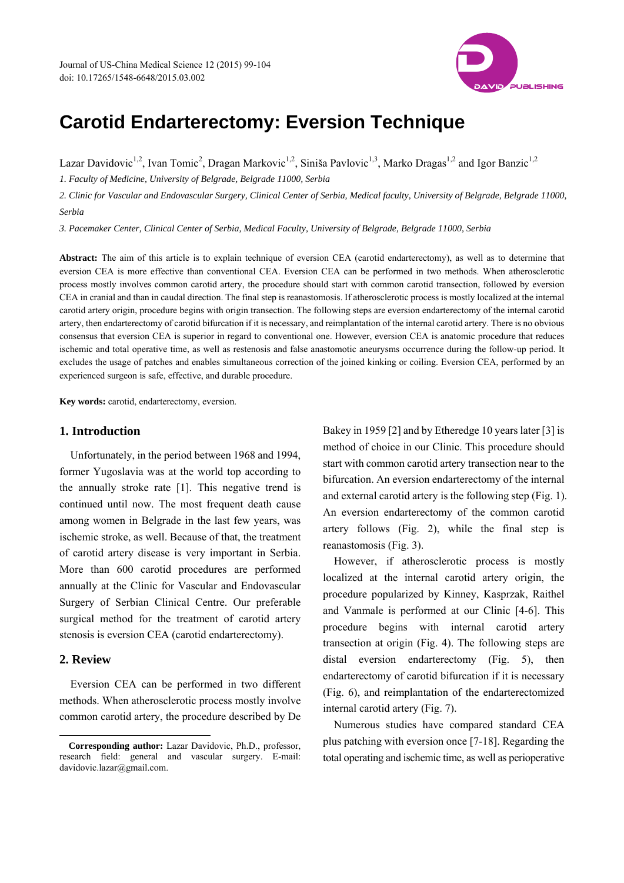# Carotid Endarterectomy: Eversion Technique

Lazar Davidovic[1,2], Ivan Tomic[2], Dragan Markovic[1,2], Siniša Pavlovic[1,3], Marko Dragas[1,2] and Igor Banzic[1,2]

*1. Faculty of Medicine, University of Belgrade, Belgrade 11000, Serbia*

*2. Clinic for Vascular and Endovascular Surgery, Clinical Center of Serbia, Medical faculty, University of Belgrade, Belgrade 11000, Serbia*

*3. Pacemaker Center, Clinical Center of Serbia, Medical Faculty, University of Belgrade, Belgrade 11000, Serbia*

**Abstract:** The aim of this article is to explain technique of eversion CEA (carotid endarterectomy), as well as to determine that eversion CEA is more effective than conventional CEA. Eversion CEA can be performed in two methods. When atherosclerotic process mostly involves common carotid artery, the procedure should start with common carotid transection, followed by eversion CEA in cranial and than in caudal direction. The final step is reanastomosis. If atherosclerotic process is mostly localized at the internal carotid artery origin, procedure begins with origin transection. The following steps are eversion endarterectomy of the internal carotid artery, then endarterectomy of carotid bifurcation if it is necessary, and reimplantation of the internal carotid artery. There is no obvious consensus that eversion CEA is superior in regard to conventional one. However, eversion CEA is anatomic procedure that reduces ischemic and total operative time, as well as restenosis and false anastomotic aneurysms occurrence during the follow-up period. It excludes the usage of patches and enables simultaneous correction of the joined kinking or coiling. Eversion CEA, performed by an experienced surgeon is safe, effective, and durable procedure.

**Key words:** carotid, endarterectomy, eversion.

## 1. Introduction

Unfortunately, in the period between 1968 and 1994, former Yugoslavia was at the world top according to the annually stroke rate [1]. This negative trend is continued until now. The most frequent death cause among women in Belgrade in the last few years, was ischemic stroke, as well. Because of that, the treatment of carotid artery disease is very important in Serbia. More than 600 carotid procedures are performed annually at the Clinic for Vascular and Endovascular Surgery of Serbian Clinical Centre. Our preferable surgical method for the treatment of carotid artery stenosis is eversion CEA (carotid endarterectomy).

## 2. Review

Eversion CEA can be performed in two different methods. When atherosclerotic process mostly involve common carotid artery, the procedure described by De Bakey in 1959 [2] and by Etheredge 10 years later [3] is method of choice in our Clinic. This procedure should start with common carotid artery transection near to the bifurcation. An eversion endarterectomy of the internal and external carotid artery is the following step (Fig. 1). An eversion endarterectomy of the common carotid artery follows (Fig. 2), while the final step is reanastomosis (Fig. 3).

However, if atherosclerotic process is mostly localized at the internal carotid artery origin, the procedure popularized by Kinney, Kasprzak, Raithel and Vanmale is performed at our Clinic [4-6]. This procedure begins with internal carotid artery transection at origin (Fig. 4). The following steps are distal eversion endarterectomy (Fig. 5), then endarterectomy of carotid bifurcation if it is necessary (Fig. 6), and reimplantation of the endarterectomized internal carotid artery (Fig. 7).

Numerous studies have compared standard CEA plus patching with eversion once [7-18]. Regarding the total operating and ischemic time, as well as perioperative

---

**Corresponding author:** Lazar Davidovic, Ph.D., professor, research field: general and vascular surgery. E-mail: davidovic.lazar@gmail.com.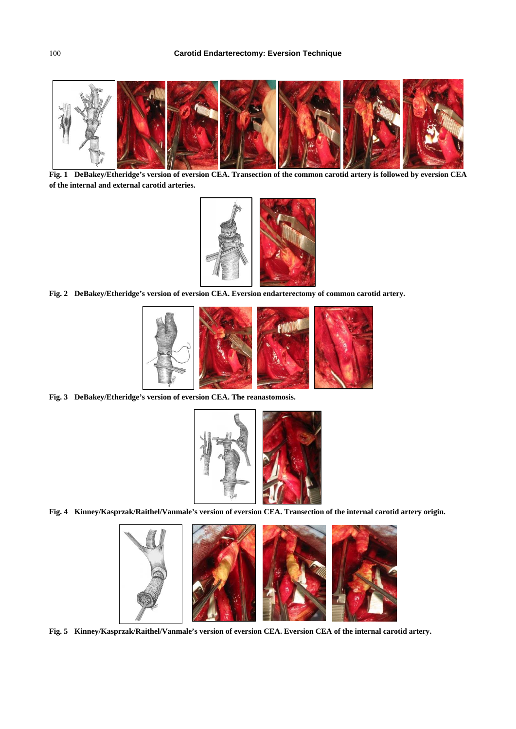**Fig. 1 DeBakey/Etheridge's version of eversion CEA. Transection of the common carotid artery is followed by eversion CEA of the internal and external carotid arteries.**

**Fig. 2 DeBakey/Etheridge's version of eversion CEA. Eversion endarterectomy of common carotid artery.**

**Fig. 3 DeBakey/Etheridge's version of eversion CEA. The reanastomosis.**

**Fig. 4 Kinney/Kasprzak/Raithel/Vanmale's version of eversion CEA. Transection of the internal carotid artery origin.**

**Fig. 5 Kinney/Kasprzak/Raithel/Vanmale's version of eversion CEA. Eversion CEA of the internal carotid artery.**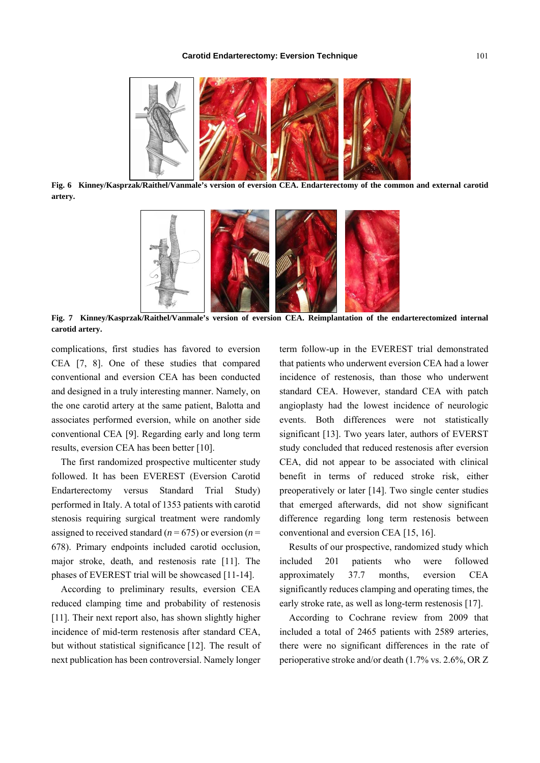**Fig. 6 Kinney/Kasprzak/Raithel/Vanmale's version of eversion CEA. Endarterectomy of the common and external carotid artery.**

**Fig. 7 Kinney/Kasprzak/Raithel/Vanmale's version of eversion CEA. Reimplantation of the endarterectomized internal carotid artery.**

complications, first studies has favored to eversion CEA [7, 8]. One of these studies that compared conventional and eversion CEA has been conducted and designed in a truly interesting manner. Namely, on the one carotid artery at the same patient, Balotta and associates performed eversion, while on another side conventional CEA [9]. Regarding early and long term results, eversion CEA has been better [10].

The first randomized prospective multicenter study followed. It has been EVEREST (Eversion Carotid Endarterectomy versus Standard Trial Study) performed in Italy. A total of 1353 patients with carotid stenosis requiring surgical treatment were randomly assigned to received standard ($n$ = 675) or eversion ($n$ = 678). Primary endpoints included carotid occlusion, major stroke, death, and restenosis rate [11]. The phases of EVEREST trial will be showcased [11-14].

According to preliminary results, eversion CEA reduced clamping time and probability of restenosis [11]. Their next report also, has shown slightly higher incidence of mid-term restenosis after standard CEA, but without statistical significance [12]. The result of next publication has been controversial. Namely longer term follow-up in the EVEREST trial demonstrated that patients who underwent eversion CEA had a lower incidence of restenosis, than those who underwent standard CEA. However, standard CEA with patch angioplasty had the lowest incidence of neurologic events. Both differences were not statistically significant [13]. Two years later, authors of EVERST study concluded that reduced restenosis after eversion CEA, did not appear to be associated with clinical benefit in terms of reduced stroke risk, either preoperatively or later [14]. Two single center studies that emerged afterwards, did not show significant difference regarding long term restenosis between conventional and eversion CEA [15, 16].

Results of our prospective, randomized study which included 201 patients who were followed approximately 37.7 months, eversion CEA significantly reduces clamping and operating times, the early stroke rate, as well as long-term restenosis [17].

According to Cochrane review from 2009 that included a total of 2465 patients with 2589 arteries, there were no significant differences in the rate of perioperative stroke and/or death (1.7% vs. 2.6%, OR Z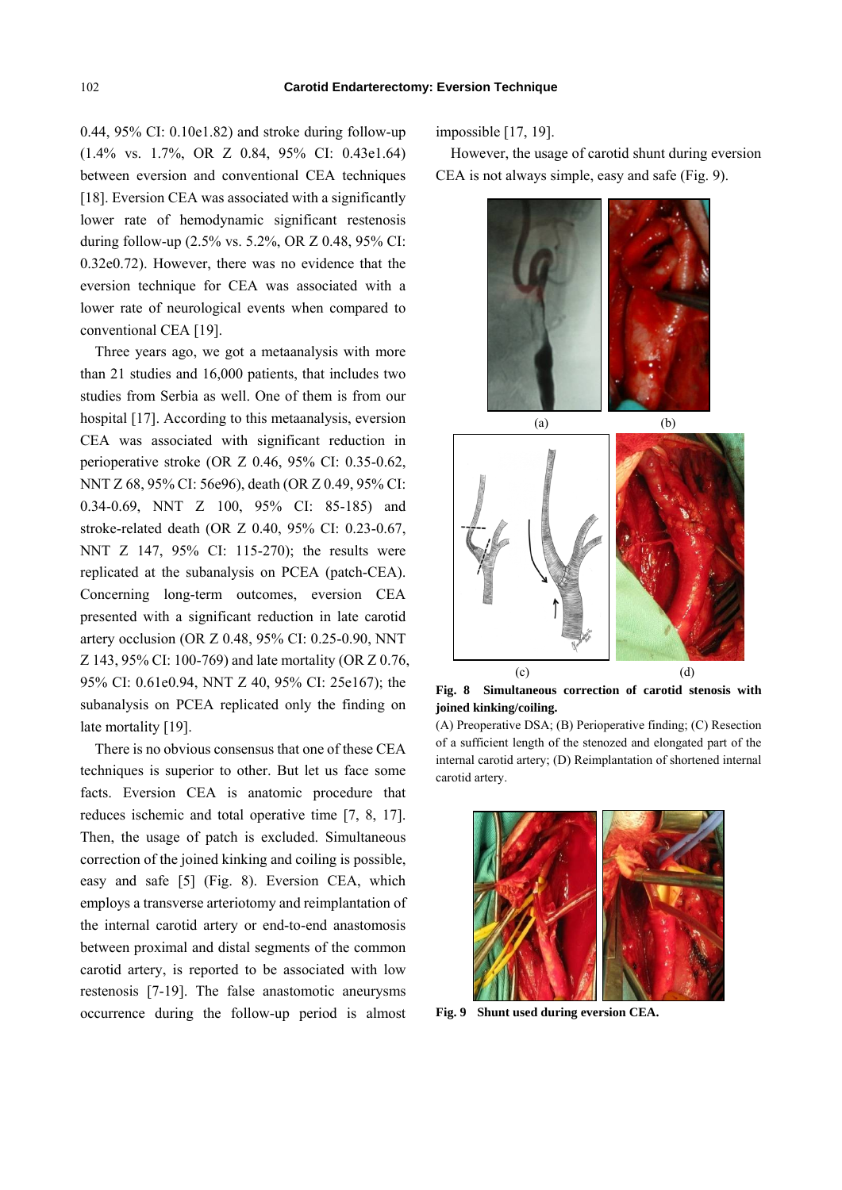0.44, 95% CI: 0.10e1.82) and stroke during follow-up (1.4% vs. 1.7%, OR Z 0.84, 95% CI: 0.43e1.64) between eversion and conventional CEA techniques [18]. Eversion CEA was associated with a significantly lower rate of hemodynamic significant restenosis during follow-up (2.5% vs. 5.2%, OR Z 0.48, 95% CI: 0.32e0.72). However, there was no evidence that the eversion technique for CEA was associated with a lower rate of neurological events when compared to conventional CEA [19].

Three years ago, we got a metaanalysis with more than 21 studies and 16,000 patients, that includes two studies from Serbia as well. One of them is from our hospital [17]. According to this metaanalysis, eversion CEA was associated with significant reduction in perioperative stroke (OR Z 0.46, 95% CI: 0.35-0.62, NNT Z 68, 95% CI: 56e96), death (OR Z 0.49, 95% CI: 0.34-0.69, NNT Z 100, 95% CI: 85-185) and stroke-related death (OR Z 0.40, 95% CI: 0.23-0.67, NNT Z 147, 95% CI: 115-270); the results were replicated at the subanalysis on PCEA (patch-CEA). Concerning long-term outcomes, eversion CEA presented with a significant reduction in late carotid artery occlusion (OR Z 0.48, 95% CI: 0.25-0.90, NNT Z 143, 95% CI: 100-769) and late mortality (OR Z 0.76, 95% CI: 0.61e0.94, NNT Z 40, 95% CI: 25e167); the subanalysis on PCEA replicated only the finding on late mortality [19].

There is no obvious consensus that one of these CEA techniques is superior to other. But let us face some facts. Eversion CEA is anatomic procedure that reduces ischemic and total operative time [7, 8, 17]. Then, the usage of patch is excluded. Simultaneous correction of the joined kinking and coiling is possible, easy and safe [5] (Fig. 8). Eversion CEA, which employs a transverse arteriotomy and reimplantation of the internal carotid artery or end-to-end anastomosis between proximal and distal segments of the common carotid artery, is reported to be associated with low restenosis [7-19]. The false anastomotic aneurysms occurrence during the follow-up period is almost impossible [17, 19].

However, the usage of carotid shunt during eversion CEA is not always simple, easy and safe (Fig. 9).

**Fig. 8 Simultaneous correction of carotid stenosis with joined kinking/coiling.**

(A) Preoperative DSA; (B) Perioperative finding; (C) Resection of a sufficient length of the stenozed and elongated part of the internal carotid artery; (D) Reimplantation of shortened internal carotid artery.

**Fig. 9 Shunt used during eversion CEA.**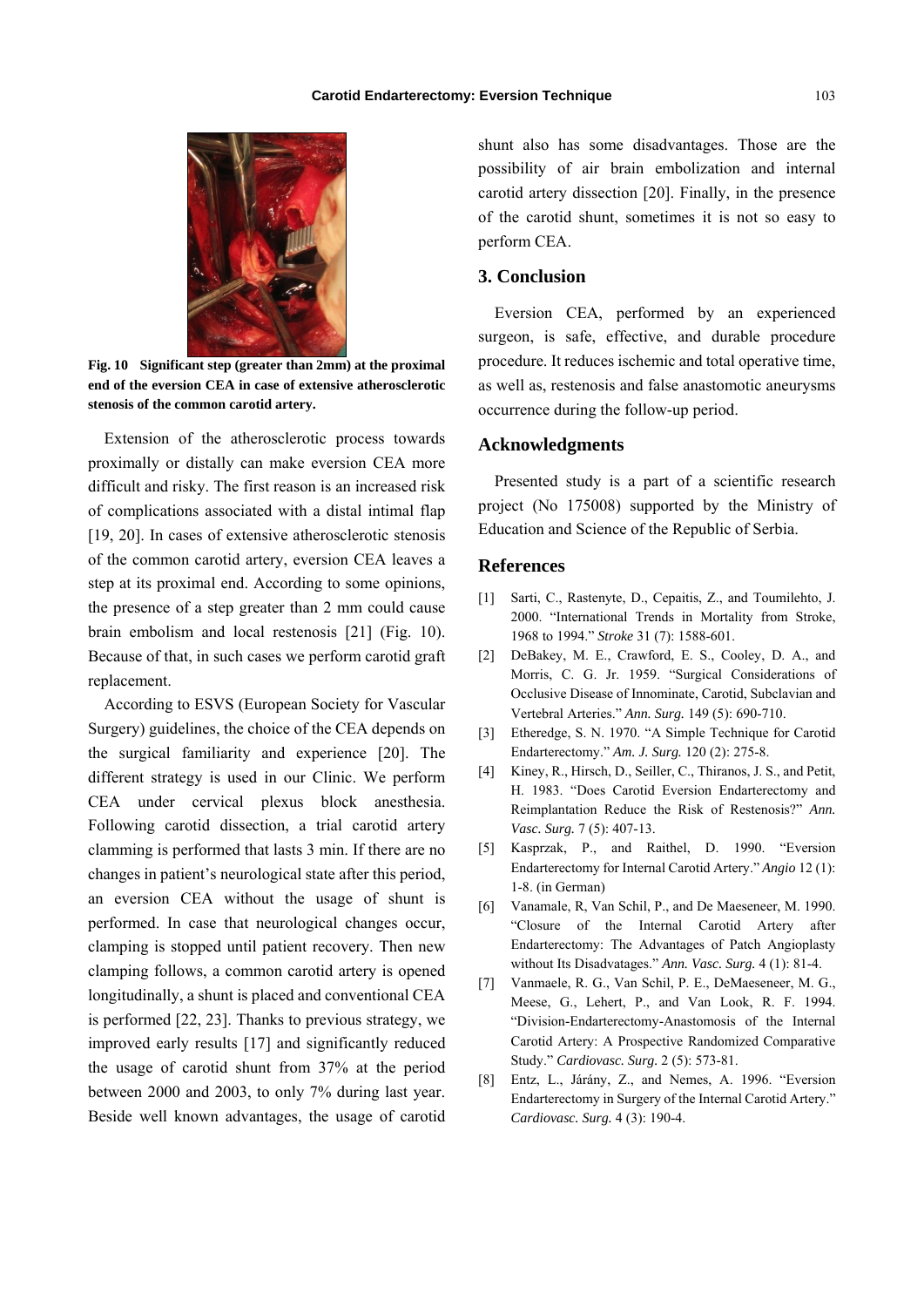Fig. 10 Significant step (greater than 2mm) at the proximal end of the eversion CEA in case of extensive atherosclerotic stenosis of the common carotid artery.

Extension of the atherosclerotic process towards proximally or distally can make eversion CEA more difficult and risky. The first reason is an increased risk of complications associated with a distal intimal flap [19, 20]. In cases of extensive atherosclerotic stenosis of the common carotid artery, eversion CEA leaves a step at its proximal end. According to some opinions, the presence of a step greater than 2 mm could cause brain embolism and local restenosis [21] (Fig. 10). Because of that, in such cases we perform carotid graft replacement.

According to ESVS (European Society for Vascular Surgery) guidelines, the choice of the CEA depends on the surgical familiarity and experience [20]. The different strategy is used in our Clinic. We perform CEA under cervical plexus block anesthesia. Following carotid dissection, a trial carotid artery clamming is performed that lasts 3 min. If there are no changes in patient's neurological state after this period, an eversion CEA without the usage of shunt is performed. In case that neurological changes occur, clamping is stopped until patient recovery. Then new clamping follows, a common carotid artery is opened longitudinally, a shunt is placed and conventional CEA is performed [22, 23]. Thanks to previous strategy, we improved early results [17] and significantly reduced the usage of carotid shunt from 37% at the period between 2000 and 2003, to only 7% during last year. Beside well known advantages, the usage of carotid shunt also has some disadvantages. Those are the possibility of air brain embolization and internal carotid artery dissection [20]. Finally, in the presence of the carotid shunt, sometimes it is not so easy to perform CEA.

## 3. Conclusion

Eversion CEA, performed by an experienced surgeon, is safe, effective, and durable procedure procedure. It reduces ischemic and total operative time, as well as, restenosis and false anastomotic aneurysms occurrence during the follow-up period.

## Acknowledgments

Presented study is a part of a scientific research project (No 175008) supported by the Ministry of Education and Science of the Republic of Serbia.

## References

[1] Sarti, C., Rastenyte, D., Cepaitis, Z., and Toumilehto, J. 2000. "International Trends in Mortality from Stroke, 1968 to 1994." *Stroke* 31 (7): 1588-601.

[2] DeBakey, M. E., Crawford, E. S., Cooley, D. A., and Morris, C. G. Jr. 1959. "Surgical Considerations of Occlusive Disease of Innominate, Carotid, Subclavian and Vertebral Arteries." *Ann. Surg.* 149 (5): 690-710.

[3] Etheredge, S. N. 1970. "A Simple Technique for Carotid Endarterectomy." *Am. J. Surg.* 120 (2): 275-8.

[4] Kiney, R., Hirsch, D., Seiller, C., Thiranos, J. S., and Petit, H. 1983. "Does Carotid Eversion Endarterectomy and Reimplantation Reduce the Risk of Restenosis?" *Ann. Vasc. Surg.* 7 (5): 407-13.

[5] Kasprzak, P., and Raithel, D. 1990. "Eversion Endarterectomy for Internal Carotid Artery." *Angio* 12 (1): 1-8. (in German)

[6] Vanamale, R, Van Schil, P., and De Maeseneer, M. 1990. "Closure of the Internal Carotid Artery after Endarterectomy: The Advantages of Patch Angioplasty without Its Disadvatages." *Ann. Vasc. Surg.* 4 (1): 81-4.

[7] Vanmaele, R. G., Van Schil, P. E., DeMaeseneer, M. G., Meese, G., Lehert, P., and Van Look, R. F. 1994. "Division-Endarterectomy-Anastomosis of the Internal Carotid Artery: A Prospective Randomized Comparative Study." *Cardiovasc. Surg.* 2 (5): 573-81.

[8] Entz, L., Járány, Z., and Nemes, A. 1996. "Eversion Endarterectomy in Surgery of the Internal Carotid Artery." *Cardiovasc. Surg.* 4 (3): 190-4.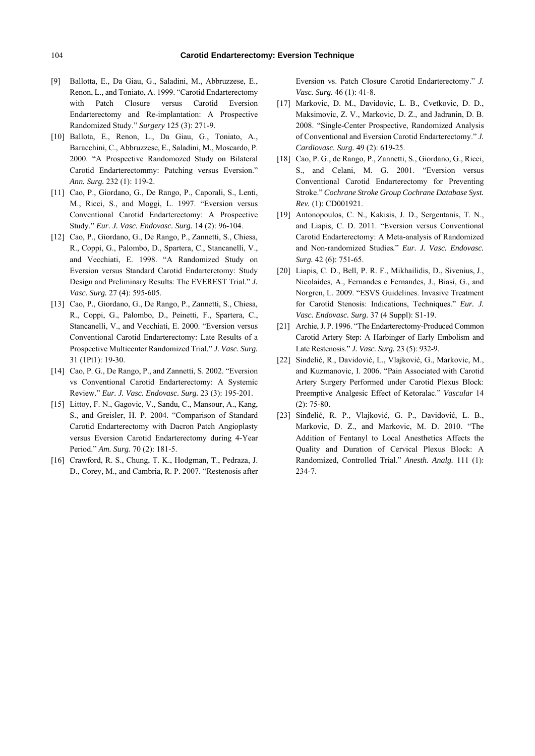[9] Ballotta, E., Da Giau, G., Saladini, M., Abbruzzese, E., Renon, L., and Toniato, A. 1999. "Carotid Endarterectomy with Patch Closure versus Carotid Eversion Endarterectomy and Re-implantation: A Prospective Randomized Study." *Surgery* 125 (3): 271-9.

[10] Ballota, E., Renon, L., Da Giau, G., Toniato, A., Baracchini, C., Abbruzzese, E., Saladini, M., Moscardo, P. 2000. "A Prospective Randomozed Study on Bilateral Carotid Endarterectommy: Patching versus Eversion." *Ann. Surg.* 232 (1): 119-2.

[11] Cao, P., Giordano, G., De Rango, P., Caporali, S., Lenti, M., Ricci, S., and Moggi, L. 1997. "Eversion versus Conventional Carotid Endarterectomy: A Prospective Study." *Eur. J. Vasc. Endovasc. Surg.* 14 (2): 96-104.

[12] Cao, P., Giordano, G., De Rango, P., Zannetti, S., Chiesa, R., Coppi, G., Palombo, D., Spartera, C., Stancanelli, V., and Vecchiati, E. 1998. "A Randomized Study on Eversion versus Standard Carotid Endarteretomy: Study Design and Preliminary Results: The EVEREST Trial." *J. Vasc. Surg.* 27 (4): 595-605.

[13] Cao, P., Giordano, G., De Rango, P., Zannetti, S., Chiesa, R., Coppi, G., Palombo, D., Peinetti, F., Spartera, C., Stancanelli, V., and Vecchiati, E. 2000. "Eversion versus Conventional Carotid Endarterectomy: Late Results of a Prospective Multicenter Randomized Trial." *J. Vasc. Surg.* 31 (1Pt1): 19-30.

[14] Cao, P. G., De Rango, P., and Zannetti, S. 2002. "Eversion vs Conventional Carotid Endarterectomy: A Systemic Review." *Eur. J. Vasc. Endovasc. Surg.* 23 (3): 195-201.

[15] Littoy, F. N., Gagovic, V., Sandu, C., Mansour, A., Kang, S., and Greisler, H. P. 2004. "Comparison of Standard Carotid Endarterectomy with Dacron Patch Angioplasty versus Eversion Carotid Endarterectomy during 4-Year Period." *Am. Surg.* 70 (2): 181-5.

[16] Crawford, R. S., Chung, T. K., Hodgman, T., Pedraza, J. D., Corey, M., and Cambria, R. P. 2007. "Restenosis after Eversion vs. Patch Closure Carotid Endarterectomy." *J. Vasc. Surg.* 46 (1): 41-8.

[17] Markovic, D. M., Davidovic, L. B., Cvetkovic, D. D., Maksimovic, Z. V., Markovic, D. Z., and Jadranin, D. B. 2008. "Single-Center Prospective, Randomized Analysis of Conventional and Eversion Carotid Endarterectomy." *J. Cardiovasc. Surg.* 49 (2): 619-25.

[18] Cao, P. G., de Rango, P., Zannetti, S., Giordano, G., Ricci, S., and Celani, M. G. 2001. "Eversion versus Conventional Carotid Endarterectomy for Preventing Stroke." *Cochrane Stroke Group Cochrane Database Syst. Rev.* (1): CD001921.

[19] Antonopoulos, C. N., Kakisis, J. D., Sergentanis, T. N., and Liapis, C. D. 2011. "Eversion versus Conventional Carotid Endarterectomy: A Meta-analysis of Randomized and Non-randomized Studies." *Eur. J. Vasc. Endovasc. Surg.* 42 (6): 751-65.

[20] Liapis, C. D., Bell, P. R. F., Mikhailidis, D., Sivenius, J., Nicolaides, A., Fernandes e Fernandes, J., Biasi, G., and Norgren, L. 2009. "ESVS Guidelines. Invasive Treatment for Carotid Stenosis: Indications, Techniques." *Eur. J. Vasc. Endovasc. Surg.* 37 (4 Suppl): S1-19.

[21] Archie, J. P. 1996. "The Endarterectomy-Produced Common Carotid Artery Step: A Harbinger of Early Embolism and Late Restenosis." *J. Vasc. Surg.* 23 (5): 932-9.

[22] Sinđelić, R., Davidović, L., Vlajković, G., Markovic, M., and Kuzmanovic, I. 2006. "Pain Associated with Carotid Artery Surgery Performed under Carotid Plexus Block: Preemptive Analgesic Effect of Ketoralac." *Vascular* 14 (2): 75-80.

[23] Sinđelić, R. P., Vlajković, G. P., Davidović, L. B., Markovic, D. Z., and Markovic, M. D. 2010. "The Addition of Fentanyl to Local Anesthetics Affects the Quality and Duration of Cervical Plexus Block: A Randomized, Controlled Trial." *Anesth. Analg.* 111 (1): 234-7.